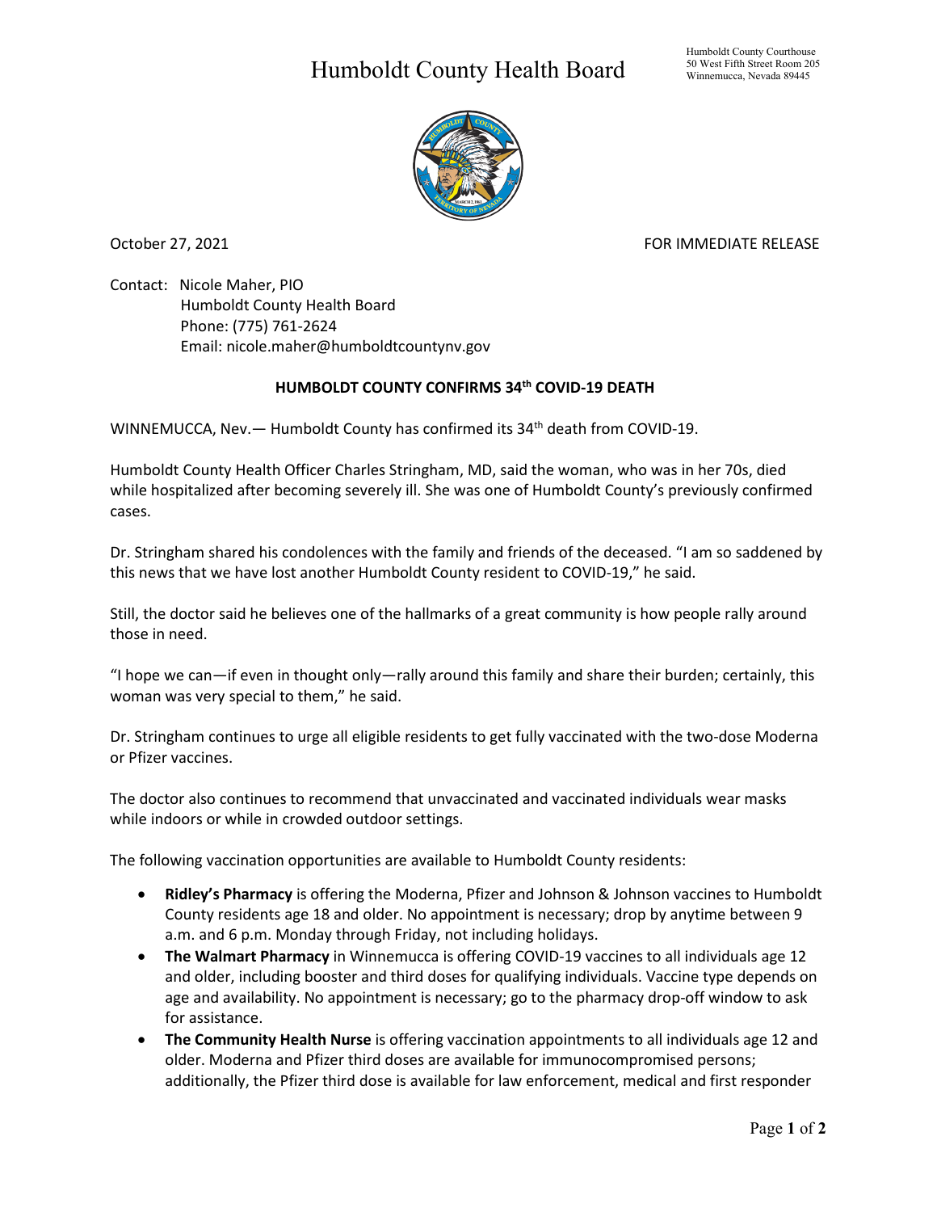# Humboldt County Health Board

Humboldt County Courthouse
50 West Fifth Street Room 205
Winnemucca, Nevada 89445

October 27, 2021

FOR IMMEDIATE RELEASE

Contact: Nicole Maher, PIO
Humboldt County Health Board
Phone: (775) 761-2624
Email: nicole.maher@humboldtcountynv.gov

## HUMBOLDT COUNTY CONFIRMS 34th COVID-19 DEATH

WINNEMUCCA, Nev.— Humboldt County has confirmed its 34th death from COVID-19.

Humboldt County Health Officer Charles Stringham, MD, said the woman, who was in her 70s, died while hospitalized after becoming severely ill. She was one of Humboldt County's previously confirmed cases.

Dr. Stringham shared his condolences with the family and friends of the deceased. "I am so saddened by this news that we have lost another Humboldt County resident to COVID-19," he said.

Still, the doctor said he believes one of the hallmarks of a great community is how people rally around those in need.

"I hope we can—if even in thought only—rally around this family and share their burden; certainly, this woman was very special to them," he said.

Dr. Stringham continues to urge all eligible residents to get fully vaccinated with the two-dose Moderna or Pfizer vaccines.

The doctor also continues to recommend that unvaccinated and vaccinated individuals wear masks while indoors or while in crowded outdoor settings.

The following vaccination opportunities are available to Humboldt County residents:

- **Ridley's Pharmacy** is offering the Moderna, Pfizer and Johnson & Johnson vaccines to Humboldt County residents age 18 and older. No appointment is necessary; drop by anytime between 9 a.m. and 6 p.m. Monday through Friday, not including holidays.
- **The Walmart Pharmacy** in Winnemucca is offering COVID-19 vaccines to all individuals age 12 and older, including booster and third doses for qualifying individuals. Vaccine type depends on age and availability. No appointment is necessary; go to the pharmacy drop-off window to ask for assistance.
- **The Community Health Nurse** is offering vaccination appointments to all individuals age 12 and older. Moderna and Pfizer third doses are available for immunocompromised persons; additionally, the Pfizer third dose is available for law enforcement, medical and first responder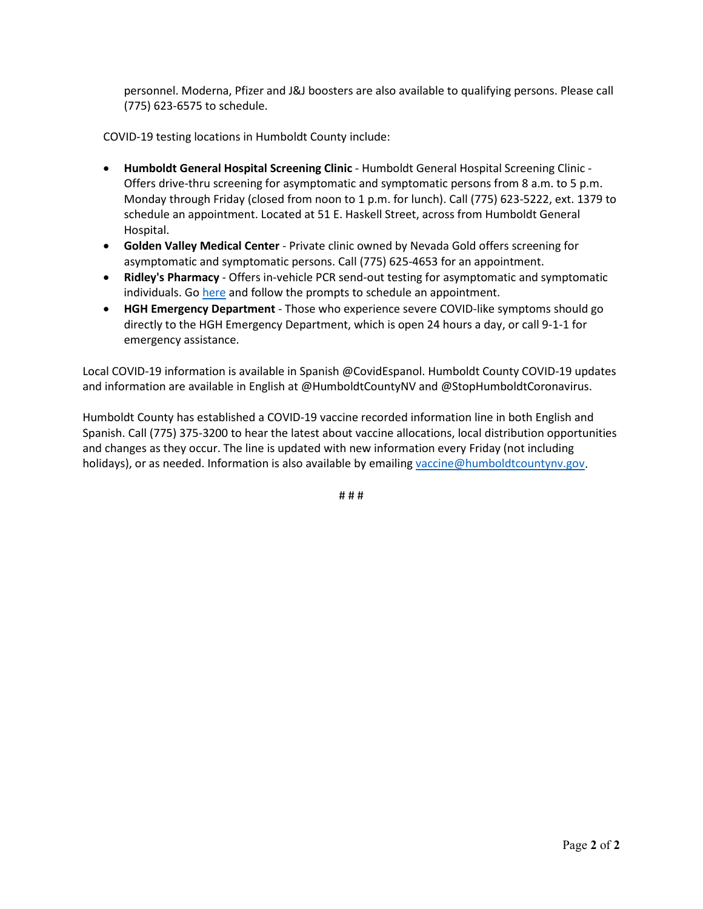personnel. Moderna, Pfizer and J&J boosters are also available to qualifying persons. Please call (775) 623-6575 to schedule.

COVID-19 testing locations in Humboldt County include:

- **Humboldt General Hospital Screening Clinic** - Humboldt General Hospital Screening Clinic - Offers drive-thru screening for asymptomatic and symptomatic persons from 8 a.m. to 5 p.m. Monday through Friday (closed from noon to 1 p.m. for lunch). Call (775) 623-5222, ext. 1379 to schedule an appointment. Located at 51 E. Haskell Street, across from Humboldt General Hospital.
- **Golden Valley Medical Center** - Private clinic owned by Nevada Gold offers screening for asymptomatic and symptomatic persons. Call (775) 625-4653 for an appointment.
- **Ridley's Pharmacy** - Offers in-vehicle PCR send-out testing for asymptomatic and symptomatic individuals. Go here and follow the prompts to schedule an appointment.
- **HGH Emergency Department** - Those who experience severe COVID-like symptoms should go directly to the HGH Emergency Department, which is open 24 hours a day, or call 9-1-1 for emergency assistance.

Local COVID-19 information is available in Spanish @CovidEspanol. Humboldt County COVID-19 updates and information are available in English at @HumboldtCountyNV and @StopHumboldtCoronavirus.

Humboldt County has established a COVID-19 vaccine recorded information line in both English and Spanish. Call (775) 375-3200 to hear the latest about vaccine allocations, local distribution opportunities and changes as they occur. The line is updated with new information every Friday (not including holidays), or as needed. Information is also available by emailing vaccine@humboldtcountynv.gov.

# # #